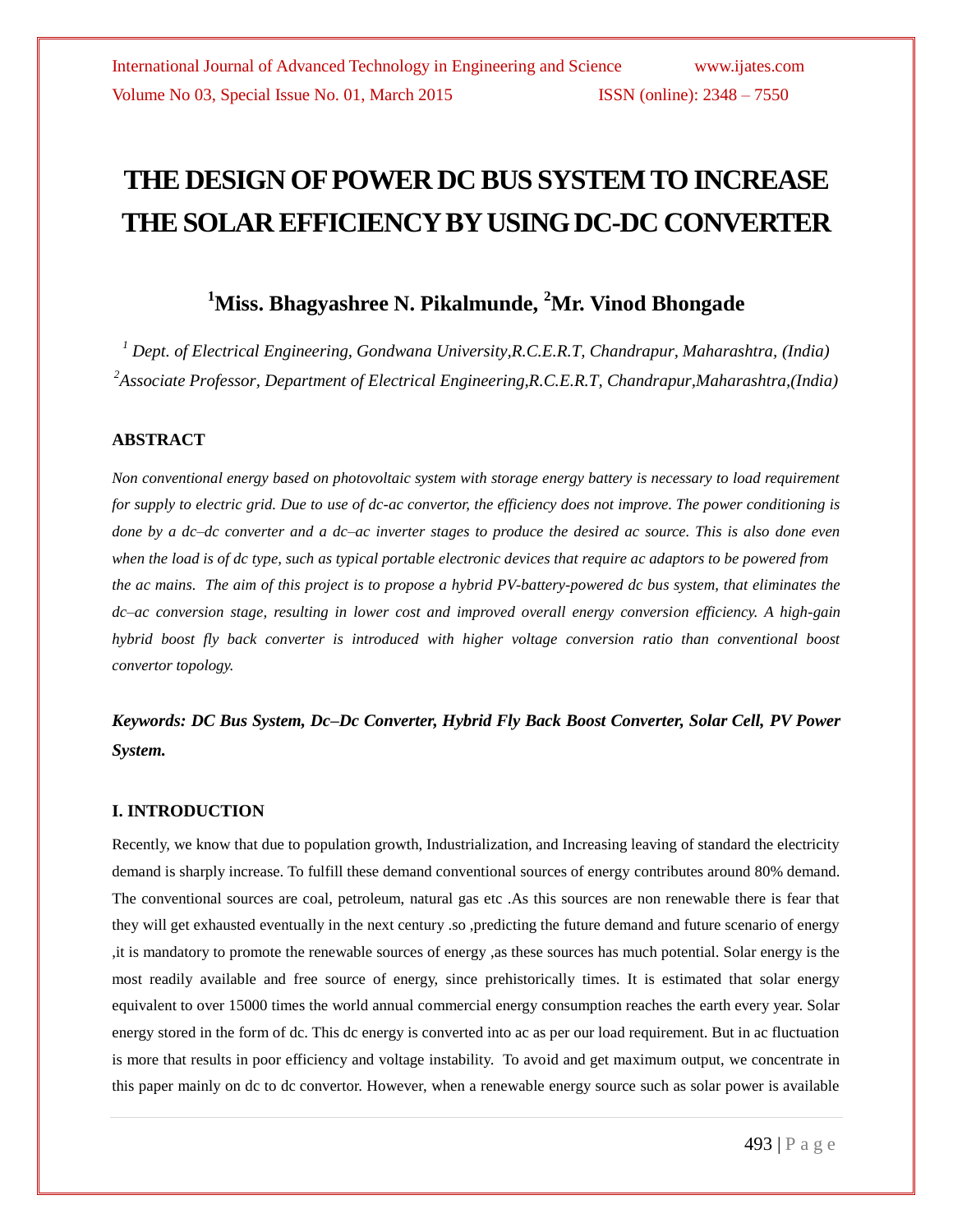# THE DESIGN OF POWER DC BUS SYSTEM TO INCREASE THE SOLAR EFFICIENCY BY USING DC-DC CONVERTER

**[1]Miss. Bhagyashree N. Pikalmunde, [2]Mr. Vinod Bhongade**

*[1] Dept. of Electrical Engineering, Gondwana University,R.C.E.R.T, Chandrapur, Maharashtra, (India)*
*[2]Associate Professor, Department of Electrical Engineering,R.C.E.R.T, Chandrapur,Maharashtra,(India)*

## ABSTRACT

*Non conventional energy based on photovoltaic system with storage energy battery is necessary to load requirement for supply to electric grid. Due to use of dc-ac convertor, the efficiency does not improve. The power conditioning is done by a dc–dc converter and a dc–ac inverter stages to produce the desired ac source. This is also done even when the load is of dc type, such as typical portable electronic devices that require ac adaptors to be powered from the ac mains. The aim of this project is to propose a hybrid PV-battery-powered dc bus system, that eliminates the dc–ac conversion stage, resulting in lower cost and improved overall energy conversion efficiency. A high-gain hybrid boost fly back converter is introduced with higher voltage conversion ratio than conventional boost convertor topology.*

***Keywords: DC Bus System, Dc–Dc Converter, Hybrid Fly Back Boost Converter, Solar Cell, PV Power System.***

## I. INTRODUCTION

Recently, we know that due to population growth, Industrialization, and Increasing leaving of standard the electricity demand is sharply increase. To fulfill these demand conventional sources of energy contributes around 80% demand. The conventional sources are coal, petroleum, natural gas etc .As this sources are non renewable there is fear that they will get exhausted eventually in the next century .so ,predicting the future demand and future scenario of energy ,it is mandatory to promote the renewable sources of energy ,as these sources has much potential. Solar energy is the most readily available and free source of energy, since prehistorically times. It is estimated that solar energy equivalent to over 15000 times the world annual commercial energy consumption reaches the earth every year. Solar energy stored in the form of dc. This dc energy is converted into ac as per our load requirement. But in ac fluctuation is more that results in poor efficiency and voltage instability. To avoid and get maximum output, we concentrate in this paper mainly on dc to dc convertor. However, when a renewable energy source such as solar power is available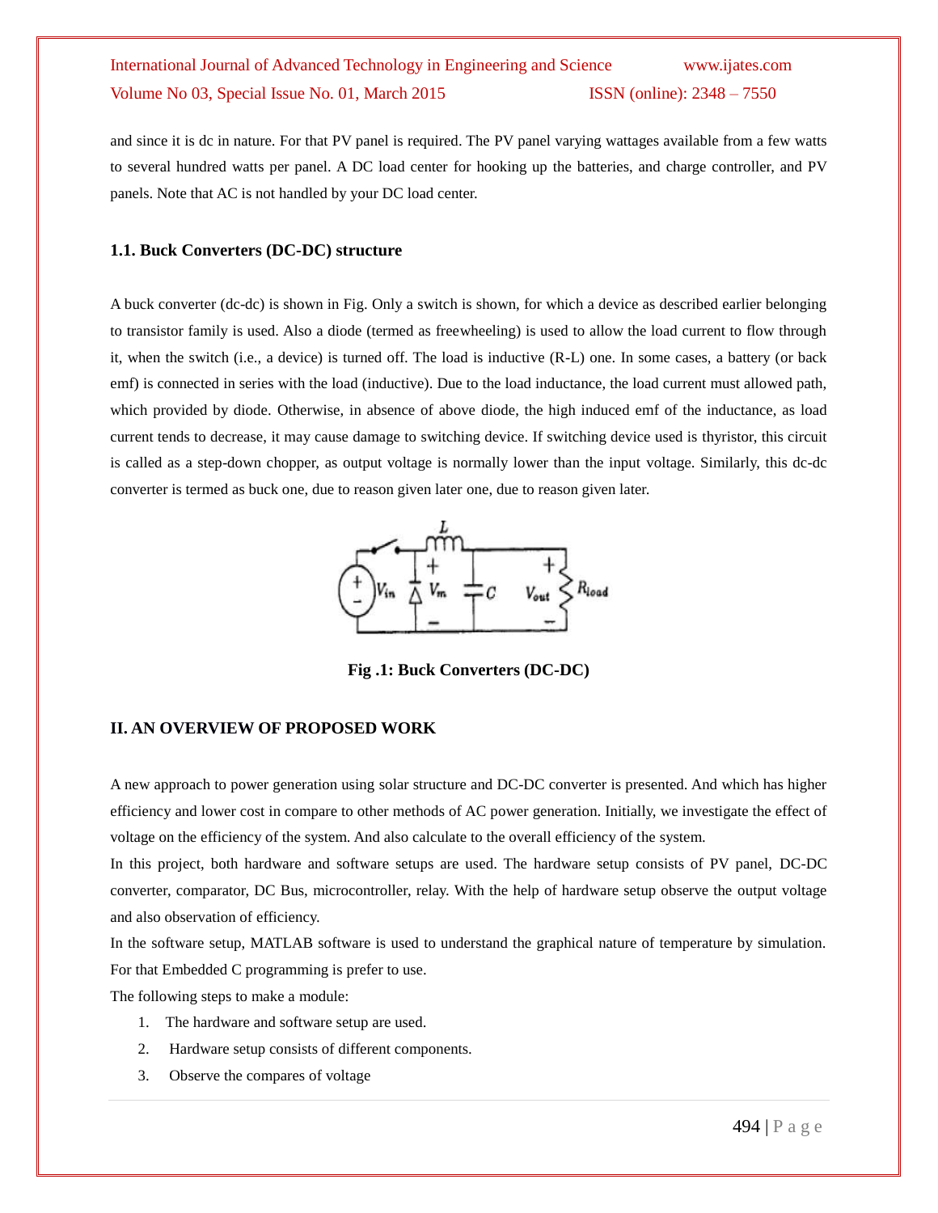and since it is dc in nature. For that PV panel is required. The PV panel varying wattages available from a few watts to several hundred watts per panel. A DC load center for hooking up the batteries, and charge controller, and PV panels. Note that AC is not handled by your DC load center.

### 1.1. Buck Converters (DC-DC) structure

A buck converter (dc-dc) is shown in Fig. Only a switch is shown, for which a device as described earlier belonging to transistor family is used. Also a diode (termed as freewheeling) is used to allow the load current to flow through it, when the switch (i.e., a device) is turned off. The load is inductive (R-L) one. In some cases, a battery (or back emf) is connected in series with the load (inductive). Due to the load inductance, the load current must allowed path, which provided by diode. Otherwise, in absence of above diode, the high induced emf of the inductance, as load current tends to decrease, it may cause damage to switching device. If switching device used is thyristor, this circuit is called as a step-down chopper, as output voltage is normally lower than the input voltage. Similarly, this dc-dc converter is termed as buck one, due to reason given later one, due to reason given later.

**Fig .1: Buck Converters (DC-DC)**

## II. AN OVERVIEW OF PROPOSED WORK

A new approach to power generation using solar structure and DC-DC converter is presented. And which has higher efficiency and lower cost in compare to other methods of AC power generation. Initially, we investigate the effect of voltage on the efficiency of the system. And also calculate to the overall efficiency of the system.

In this project, both hardware and software setups are used. The hardware setup consists of PV panel, DC-DC converter, comparator, DC Bus, microcontroller, relay. With the help of hardware setup observe the output voltage and also observation of efficiency.

In the software setup, MATLAB software is used to understand the graphical nature of temperature by simulation. For that Embedded C programming is prefer to use.

The following steps to make a module:

1. The hardware and software setup are used.
2. Hardware setup consists of different components.
3. Observe the compares of voltage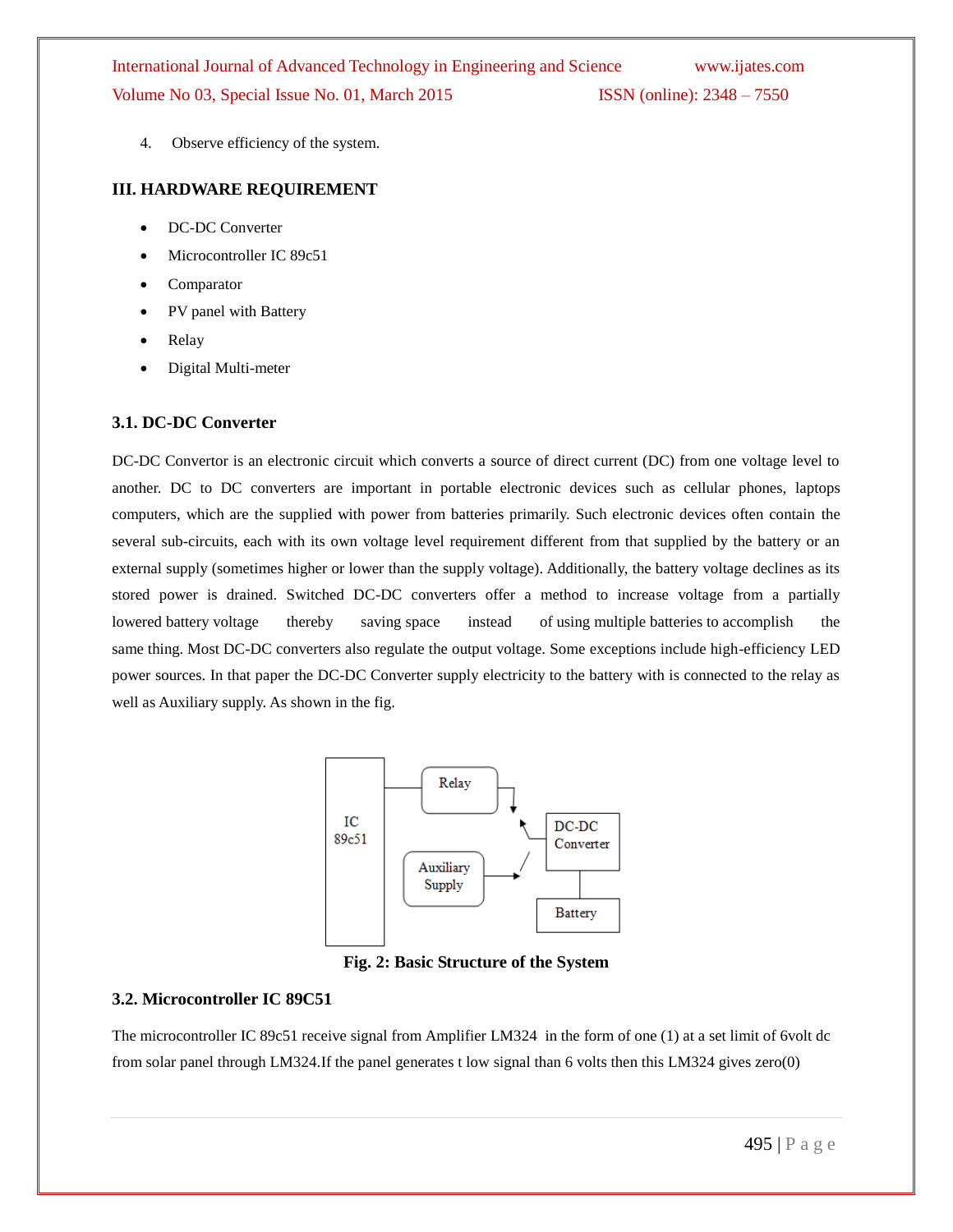4. Observe efficiency of the system.

## III. HARDWARE REQUIREMENT

- DC-DC Converter
- Microcontroller IC 89c51
- Comparator
- PV panel with Battery
- Relay
- Digital Multi-meter

### 3.1. DC-DC Converter

DC-DC Convertor is an electronic circuit which converts a source of direct current (DC) from one voltage level to another. DC to DC converters are important in portable electronic devices such as cellular phones, laptops computers, which are the supplied with power from batteries primarily. Such electronic devices often contain the several sub-circuits, each with its own voltage level requirement different from that supplied by the battery or an external supply (sometimes higher or lower than the supply voltage). Additionally, the battery voltage declines as its stored power is drained. Switched DC-DC converters offer a method to increase voltage from a partially lowered battery voltage thereby saving space instead of using multiple batteries to accomplish the same thing. Most DC-DC converters also regulate the output voltage. Some exceptions include high-efficiency LED power sources. In that paper the DC-DC Converter supply electricity to the battery with is connected to the relay as well as Auxiliary supply. As shown in the fig.

**Fig. 2: Basic Structure of the System**

### 3.2. Microcontroller IC 89C51

The microcontroller IC 89c51 receive signal from Amplifier LM324 in the form of one (1) at a set limit of 6volt dc from solar panel through LM324.If the panel generates t low signal than 6 volts then this LM324 gives zero(0)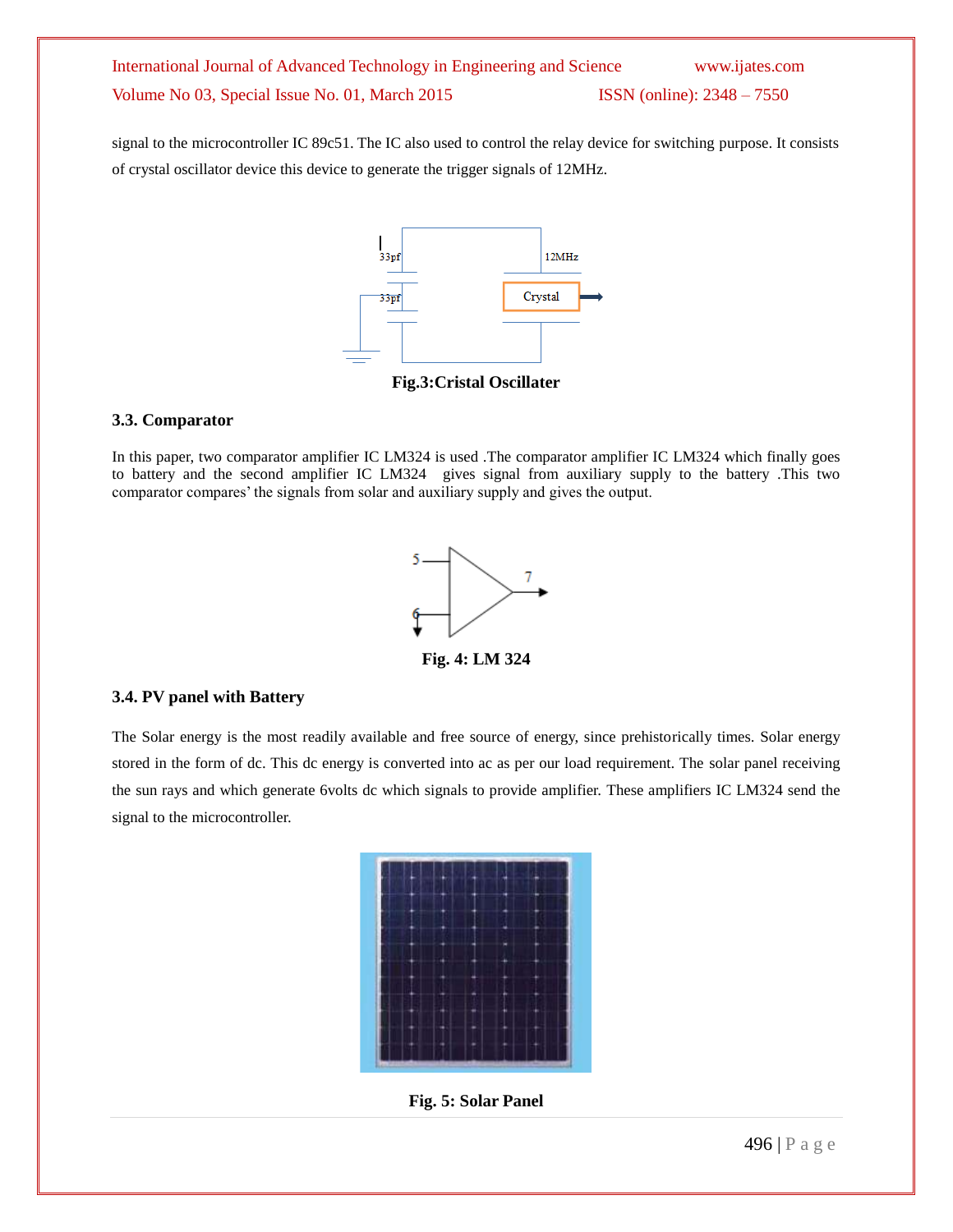signal to the microcontroller IC 89c51. The IC also used to control the relay device for switching purpose. It consists of crystal oscillator device this device to generate the trigger signals of 12MHz.

**Fig.3:Cristal Oscillater**

### 3.3. Comparator

In this paper, two comparator amplifier IC LM324 is used .The comparator amplifier IC LM324 which finally goes to battery and the second amplifier IC LM324 gives signal from auxiliary supply to the battery .This two comparator compares' the signals from solar and auxiliary supply and gives the output.

**Fig. 4: LM 324**

### 3.4. PV panel with Battery

The Solar energy is the most readily available and free source of energy, since prehistorically times. Solar energy stored in the form of dc. This dc energy is converted into ac as per our load requirement. The solar panel receiving the sun rays and which generate 6volts dc which signals to provide amplifier. These amplifiers IC LM324 send the signal to the microcontroller.

**Fig. 5: Solar Panel**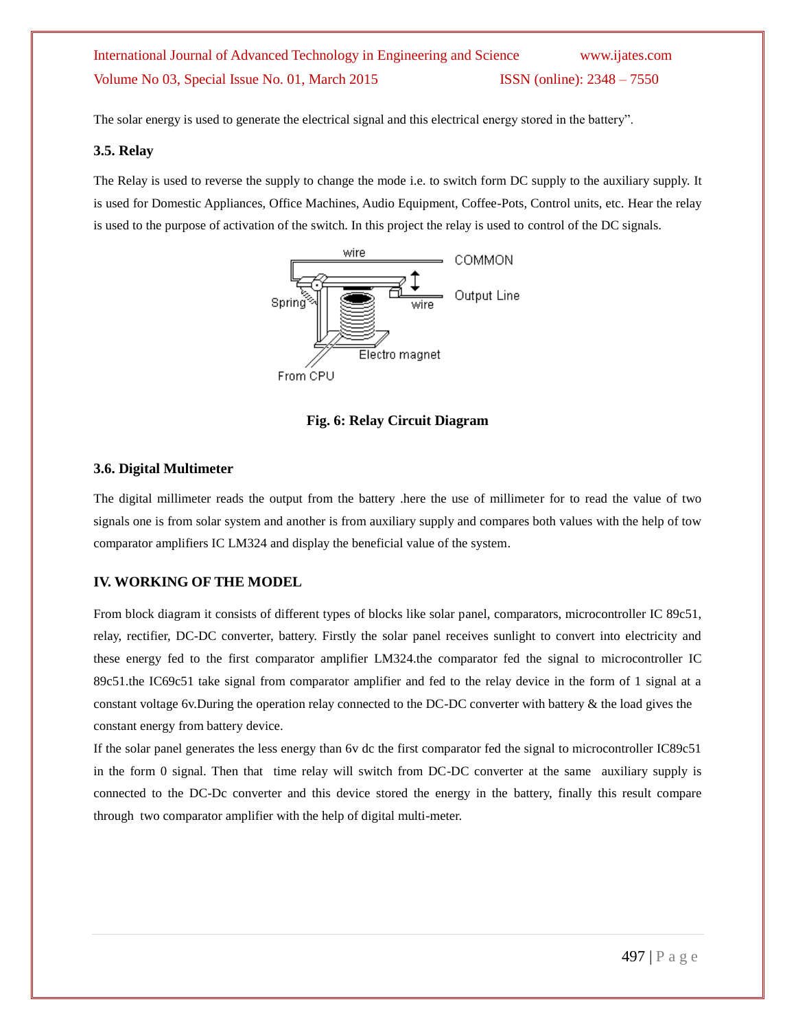The solar energy is used to generate the electrical signal and this electrical energy stored in the battery".

### 3.5. Relay

The Relay is used to reverse the supply to change the mode i.e. to switch form DC supply to the auxiliary supply. It is used for Domestic Appliances, Office Machines, Audio Equipment, Coffee-Pots, Control units, etc. Hear the relay is used to the purpose of activation of the switch. In this project the relay is used to control of the DC signals.

**Fig. 6: Relay Circuit Diagram**

### 3.6. Digital Multimeter

The digital millimeter reads the output from the battery .here the use of millimeter for to read the value of two signals one is from solar system and another is from auxiliary supply and compares both values with the help of tow comparator amplifiers IC LM324 and display the beneficial value of the system.

## IV. WORKING OF THE MODEL

From block diagram it consists of different types of blocks like solar panel, comparators, microcontroller IC 89c51, relay, rectifier, DC-DC converter, battery. Firstly the solar panel receives sunlight to convert into electricity and these energy fed to the first comparator amplifier LM324.the comparator fed the signal to microcontroller IC 89c51.the IC69c51 take signal from comparator amplifier and fed to the relay device in the form of 1 signal at a constant voltage 6v.During the operation relay connected to the DC-DC converter with battery & the load gives the constant energy from battery device.

If the solar panel generates the less energy than 6v dc the first comparator fed the signal to microcontroller IC89c51 in the form 0 signal. Then that time relay will switch from DC-DC converter at the same auxiliary supply is connected to the DC-Dc converter and this device stored the energy in the battery, finally this result compare through two comparator amplifier with the help of digital multi-meter.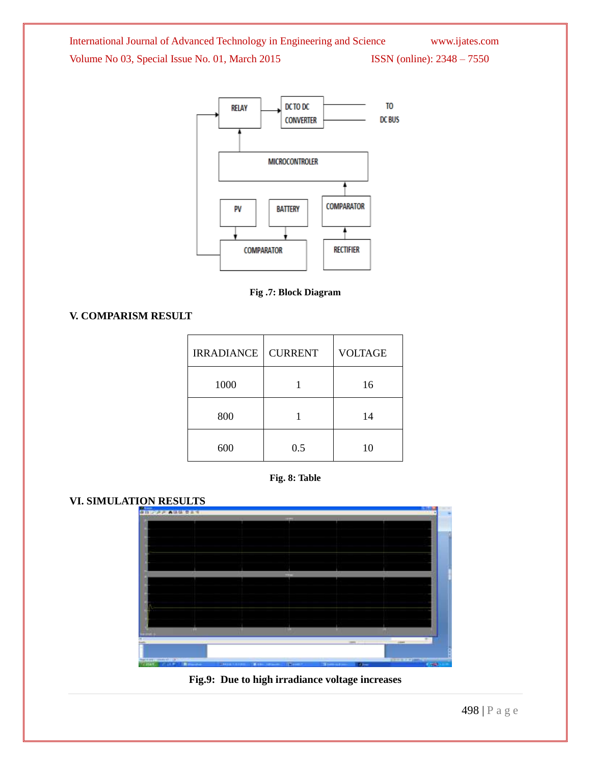Fig .7: Block Diagram

## V. COMPARISM RESULT

| IRRADIANCE | CURRENT | VOLTAGE |
|---|---|---|
| 1000 | 1 | 16 |
| 800 | 1 | 14 |
| 600 | 0.5 | 10 |

Fig. 8: Table

## VI. SIMULATION RESULTS

Fig.9: Due to high irradiance voltage increases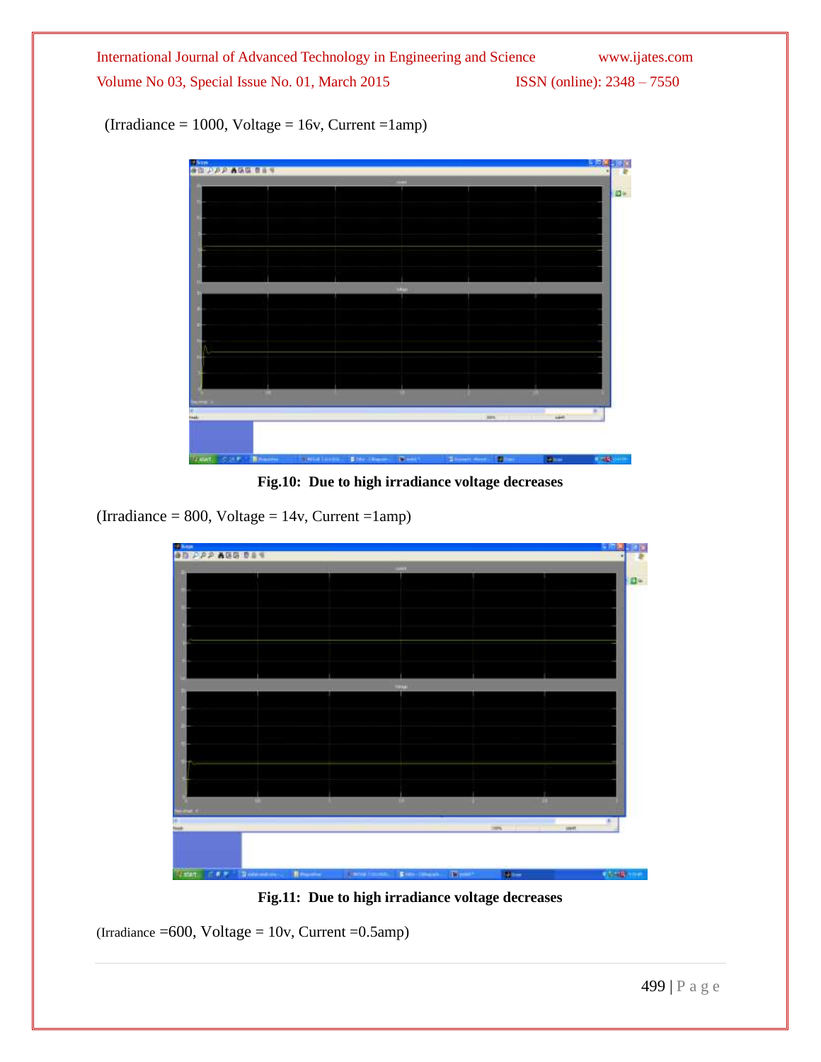(Irradiance = 1000, Voltage = 16v, Current =1amp)

**Fig.10: Due to high irradiance voltage decreases**

(Irradiance = 800, Voltage = 14v, Current =1amp)

**Fig.11: Due to high irradiance voltage decreases**

(Irradiance =600, Voltage = 10v, Current =0.5amp)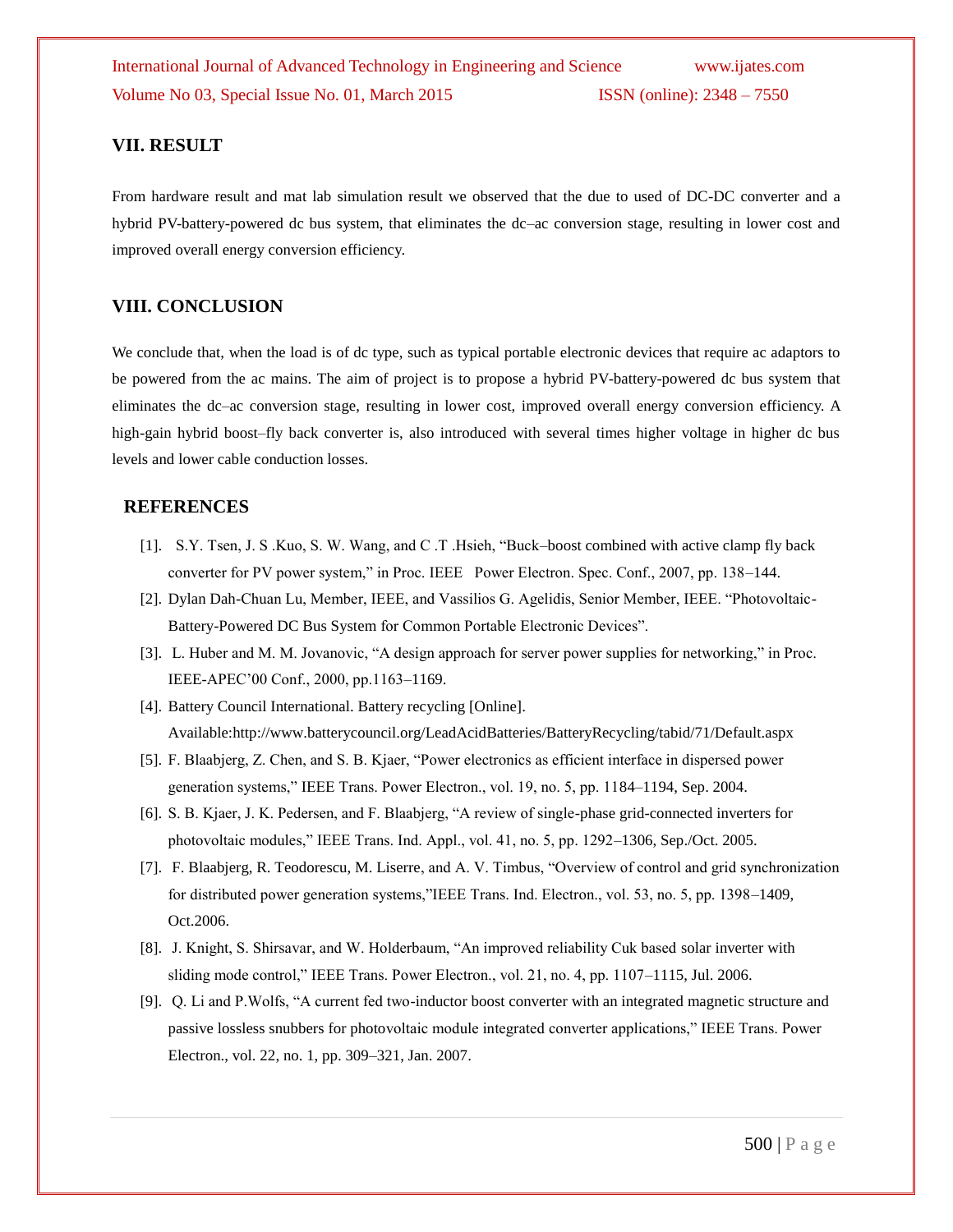## VII. RESULT

From hardware result and mat lab simulation result we observed that the due to used of DC-DC converter and a hybrid PV-battery-powered dc bus system, that eliminates the dc–ac conversion stage, resulting in lower cost and improved overall energy conversion efficiency.

## VIII. CONCLUSION

We conclude that, when the load is of dc type, such as typical portable electronic devices that require ac adaptors to be powered from the ac mains. The aim of project is to propose a hybrid PV-battery-powered dc bus system that eliminates the dc–ac conversion stage, resulting in lower cost, improved overall energy conversion efficiency. A high-gain hybrid boost–fly back converter is, also introduced with several times higher voltage in higher dc bus levels and lower cable conduction losses.

## REFERENCES

[1]. S.Y. Tsen, J. S .Kuo, S. W. Wang, and C .T .Hsieh, "Buck–boost combined with active clamp fly back converter for PV power system," in Proc. IEEE Power Electron. Spec. Conf., 2007, pp. 138–144.

[2]. Dylan Dah-Chuan Lu, Member, IEEE, and Vassilios G. Agelidis, Senior Member, IEEE. "Photovoltaic-Battery-Powered DC Bus System for Common Portable Electronic Devices".

[3]. L. Huber and M. M. Jovanovic, "A design approach for server power supplies for networking," in Proc. IEEE-APEC'00 Conf., 2000, pp.1163–1169.

[4]. Battery Council International. Battery recycling [Online]. Available:http://www.batterycouncil.org/LeadAcidBatteries/BatteryRecycling/tabid/71/Default.aspx

[5]. F. Blaabjerg, Z. Chen, and S. B. Kjaer, "Power electronics as efficient interface in dispersed power generation systems," IEEE Trans. Power Electron., vol. 19, no. 5, pp. 1184–1194, Sep. 2004.

[6]. S. B. Kjaer, J. K. Pedersen, and F. Blaabjerg, "A review of single-phase grid-connected inverters for photovoltaic modules," IEEE Trans. Ind. Appl., vol. 41, no. 5, pp. 1292–1306, Sep./Oct. 2005.

[7]. F. Blaabjerg, R. Teodorescu, M. Liserre, and A. V. Timbus, "Overview of control and grid synchronization for distributed power generation systems,"IEEE Trans. Ind. Electron., vol. 53, no. 5, pp. 1398–1409, Oct.2006.

[8]. J. Knight, S. Shirsavar, and W. Holderbaum, "An improved reliability Cuk based solar inverter with sliding mode control," IEEE Trans. Power Electron., vol. 21, no. 4, pp. 1107–1115, Jul. 2006.

[9]. Q. Li and P.Wolfs, "A current fed two-inductor boost converter with an integrated magnetic structure and passive lossless snubbers for photovoltaic module integrated converter applications," IEEE Trans. Power Electron., vol. 22, no. 1, pp. 309–321, Jan. 2007.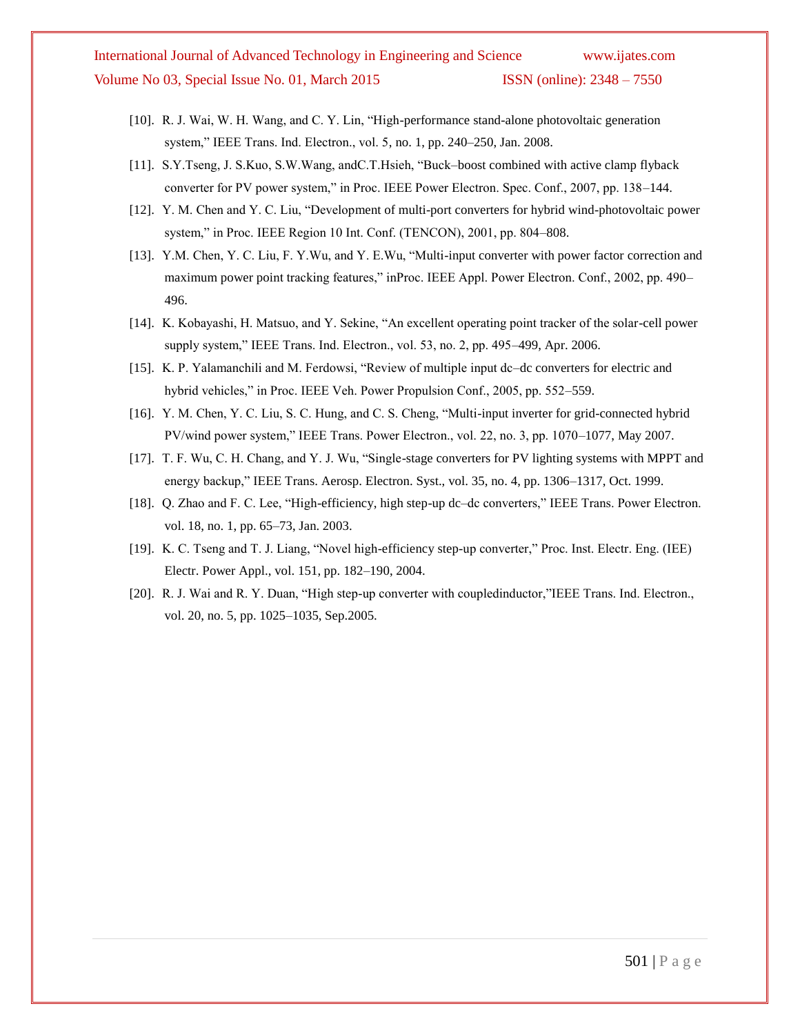[10]. R. J. Wai, W. H. Wang, and C. Y. Lin, "High-performance stand-alone photovoltaic generation system," IEEE Trans. Ind. Electron., vol. 5, no. 1, pp. 240–250, Jan. 2008.

[11]. S.Y.Tseng, J. S.Kuo, S.W.Wang, andC.T.Hsieh, "Buck–boost combined with active clamp flyback converter for PV power system," in Proc. IEEE Power Electron. Spec. Conf., 2007, pp. 138–144.

[12]. Y. M. Chen and Y. C. Liu, "Development of multi-port converters for hybrid wind-photovoltaic power system," in Proc. IEEE Region 10 Int. Conf. (TENCON), 2001, pp. 804–808.

[13]. Y.M. Chen, Y. C. Liu, F. Y.Wu, and Y. E.Wu, "Multi-input converter with power factor correction and maximum power point tracking features," inProc. IEEE Appl. Power Electron. Conf., 2002, pp. 490–496.

[14]. K. Kobayashi, H. Matsuo, and Y. Sekine, "An excellent operating point tracker of the solar-cell power supply system," IEEE Trans. Ind. Electron., vol. 53, no. 2, pp. 495–499, Apr. 2006.

[15]. K. P. Yalamanchili and M. Ferdowsi, "Review of multiple input dc–dc converters for electric and hybrid vehicles," in Proc. IEEE Veh. Power Propulsion Conf., 2005, pp. 552–559.

[16]. Y. M. Chen, Y. C. Liu, S. C. Hung, and C. S. Cheng, "Multi-input inverter for grid-connected hybrid PV/wind power system," IEEE Trans. Power Electron., vol. 22, no. 3, pp. 1070–1077, May 2007.

[17]. T. F. Wu, C. H. Chang, and Y. J. Wu, "Single-stage converters for PV lighting systems with MPPT and energy backup," IEEE Trans. Aerosp. Electron. Syst., vol. 35, no. 4, pp. 1306–1317, Oct. 1999.

[18]. Q. Zhao and F. C. Lee, "High-efficiency, high step-up dc–dc converters," IEEE Trans. Power Electron. vol. 18, no. 1, pp. 65–73, Jan. 2003.

[19]. K. C. Tseng and T. J. Liang, "Novel high-efficiency step-up converter," Proc. Inst. Electr. Eng. (IEE) Electr. Power Appl., vol. 151, pp. 182–190, 2004.

[20]. R. J. Wai and R. Y. Duan, "High step-up converter with coupledinductor,"IEEE Trans. Ind. Electron., vol. 20, no. 5, pp. 1025–1035, Sep.2005.